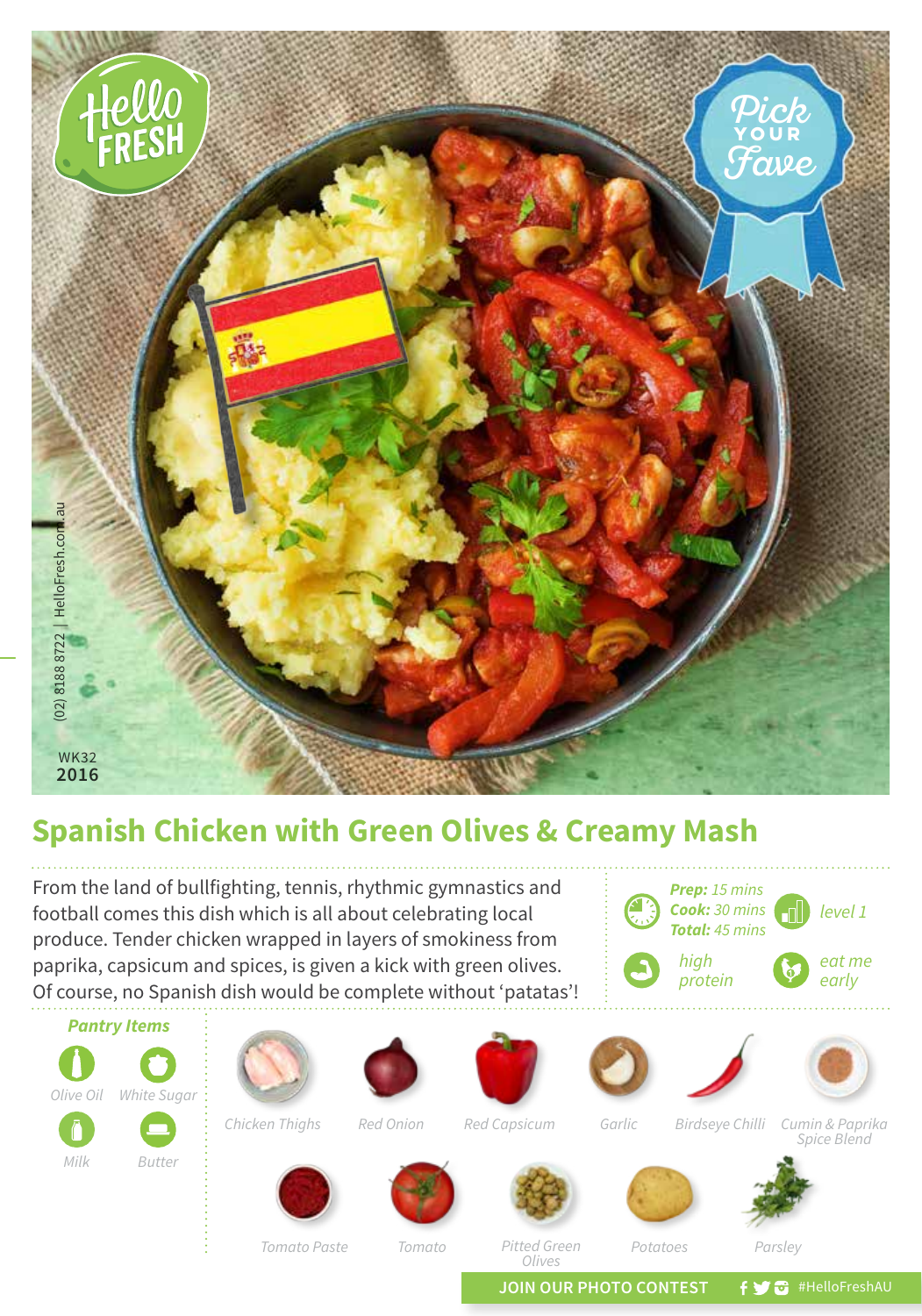HelloFresh

Pick YOUR Fave

(02) 8188 8722 | HelloFresh.com.au

WK32
**2016**

# Spanish Chicken with Green Olives & Creamy Mash

From the land of bullfighting, tennis, rhythmic gymnastics and football comes this dish which is all about celebrating local produce. Tender chicken wrapped in layers of smokiness from paprika, capsicum and spices, is given a kick with green olives. Of course, no Spanish dish would be complete without 'patatas'!

***Prep:*** *15 mins*
***Cook:*** *30 mins*
***Total:*** *45 mins*

*level 1*

*high protein*

*eat me early*

### *Pantry Items*

- *Olive Oil*
- *White Sugar*
- *Milk*
- *Butter*

- *Chicken Thighs*
- *Red Onion*
- *Red Capsicum*
- *Garlic*
- *Birdseye Chilli*
- *Cumin & Paprika Spice Blend*
- *Tomato Paste*
- *Tomato*
- *Pitted Green Olives*
- *Potatoes*
- *Parsley*

**JOIN OUR PHOTO CONTEST** #HelloFreshAU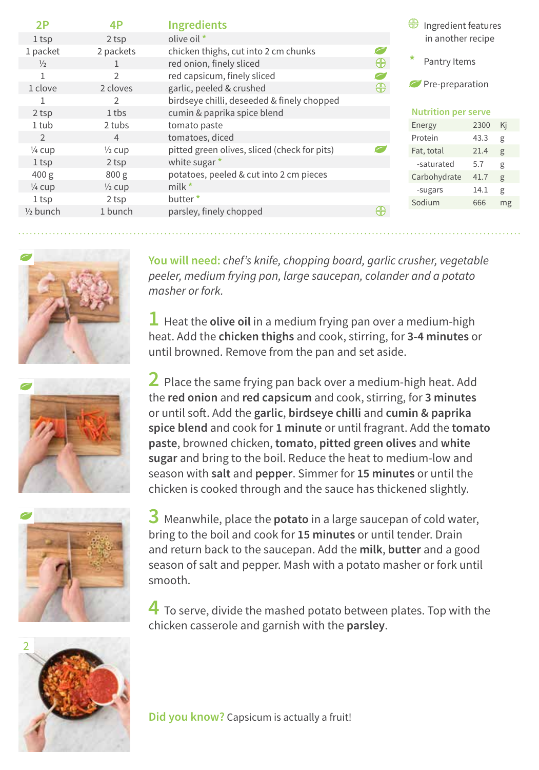| 2P | 4P | Ingredients | |
|---|---|---|---|
| 1 tsp | 2 tsp | olive oil * | |
| 1 packet | 2 packets | chicken thighs, cut into 2 cm chunks | Pre-preparation |
| ½ | 1 | red onion, finely sliced | Ingredient features in another recipe |
| 1 | 2 | red capsicum, finely sliced | Pre-preparation |
| 1 clove | 2 cloves | garlic, peeled & crushed | Ingredient features in another recipe |
| 1 | 2 | birdseye chilli, deseeded & finely chopped | |
| 2 tsp | 1 tbs | cumin & paprika spice blend | |
| 1 tub | 2 tubs | tomato paste | |
| 2 | 4 | tomatoes, diced | |
| ¼ cup | ½ cup | pitted green olives, sliced (check for pits) | Pre-preparation |
| 1 tsp | 2 tsp | white sugar * | |
| 400 g | 800 g | potatoes, peeled & cut into 2 cm pieces | |
| ¼ cup | ½ cup | milk * | |
| 1 tsp | 2 tsp | butter * | |
| ½ bunch | 1 bunch | parsley, finely chopped | Ingredient features in another recipe |

Ingredient features in another recipe

* Pantry Items

Pre-preparation

**Nutrition per serve**

| | | |
|---|---|---|
| Energy | 2300 | Kj |
| Protein | 43.3 | g |
| Fat, total | 21.4 | g |
| -saturated | 5.7 | g |
| Carbohydrate | 41.7 | g |
| -sugars | 14.1 | g |
| Sodium | 666 | mg |

**You will need:** *chef's knife, chopping board, garlic crusher, vegetable peeler, medium frying pan, large saucepan, colander and a potato masher or fork.*

**1** Heat the **olive oil** in a medium frying pan over a medium-high heat. Add the **chicken thighs** and cook, stirring, for **3-4 minutes** or until browned. Remove from the pan and set aside.

**2** Place the same frying pan back over a medium-high heat. Add the **red onion** and **red capsicum** and cook, stirring, for **3 minutes** or until soft. Add the **garlic**, **birdseye chilli** and **cumin & paprika spice blend** and cook for **1 minute** or until fragrant. Add the **tomato paste**, browned chicken, **tomato**, **pitted green olives** and **white sugar** and bring to the boil. Reduce the heat to medium-low and season with **salt** and **pepper**. Simmer for **15 minutes** or until the chicken is cooked through and the sauce has thickened slightly.

**3** Meanwhile, place the **potato** in a large saucepan of cold water, bring to the boil and cook for **15 minutes** or until tender. Drain and return back to the saucepan. Add the **milk**, **butter** and a good season of salt and pepper. Mash with a potato masher or fork until smooth.

**4** To serve, divide the mashed potato between plates. Top with the chicken casserole and garnish with the **parsley**.

**Did you know?** Capsicum is actually a fruit!